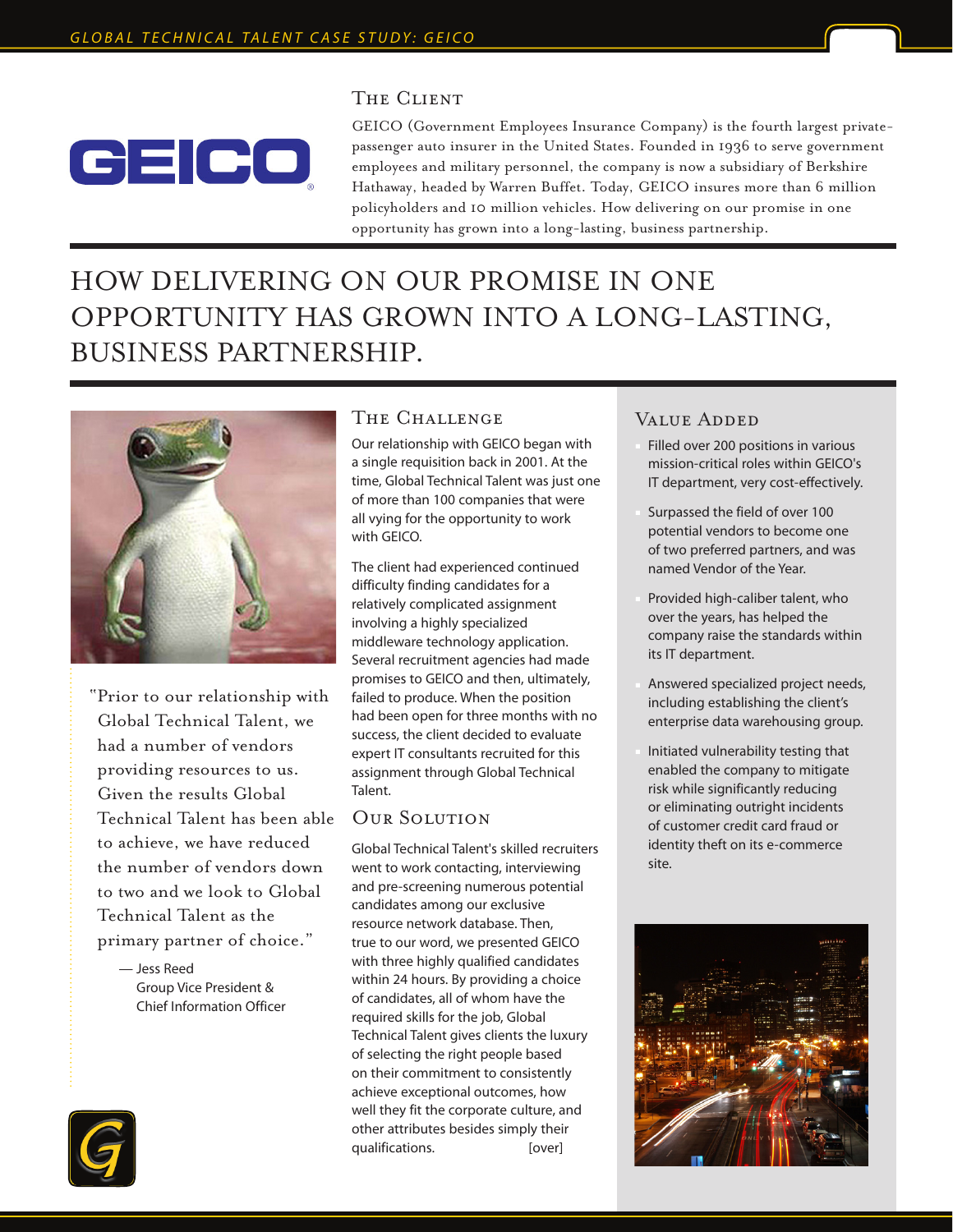## The Client

GEICO (Government Employees Insurance Company) is the fourth largest private-passenger auto insurer in the United States. Founded in 1936 to serve government employees and military personnel, the company is now a subsidiary of Berkshire Hathaway, headed by Warren Buffet. Today, GEICO insures more than 6 million policyholders and 10 million vehicles. How delivering on our promise in one opportunity has grown into a long-lasting, business partnership.

# HOW DELIVERING ON OUR PROMISE IN ONE OPPORTUNITY HAS GROWN INTO A LONG-LASTING, BUSINESS PARTNERSHIP.

"Prior to our relationship with Global Technical Talent, we had a number of vendors providing resources to us. Given the results Global Technical Talent has been able to achieve, we have reduced the number of vendors down to two and we look to Global Technical Talent as the primary partner of choice."

— Jess Reed
Group Vice President &
Chief Information Officer

## The Challenge

Our relationship with GEICO began with a single requisition back in 2001. At the time, Global Technical Talent was just one of more than 100 companies that were all vying for the opportunity to work with GEICO.

The client had experienced continued difficulty finding candidates for a relatively complicated assignment involving a highly specialized middleware technology application. Several recruitment agencies had made promises to GEICO and then, ultimately, failed to produce. When the position had been open for three months with no success, the client decided to evaluate expert IT consultants recruited for this assignment through Global Technical Talent.

## Our Solution

Global Technical Talent's skilled recruiters went to work contacting, interviewing and pre-screening numerous potential candidates among our exclusive resource network database. Then, true to our word, we presented GEICO with three highly qualified candidates within 24 hours. By providing a choice of candidates, all of whom have the required skills for the job, Global Technical Talent gives clients the luxury of selecting the right people based on their commitment to consistently achieve exceptional outcomes, how well they fit the corporate culture, and other attributes besides simply their qualifications. [over]

## Value Added

- Filled over 200 positions in various mission-critical roles within GEICO's IT department, very cost-effectively.
- Surpassed the field of over 100 potential vendors to become one of two preferred partners, and was named Vendor of the Year.
- Provided high-caliber talent, who over the years, has helped the company raise the standards within its IT department.
- Answered specialized project needs, including establishing the client's enterprise data warehousing group.
- Initiated vulnerability testing that enabled the company to mitigate risk while significantly reducing or eliminating outright incidents of customer credit card fraud or identity theft on its e-commerce site.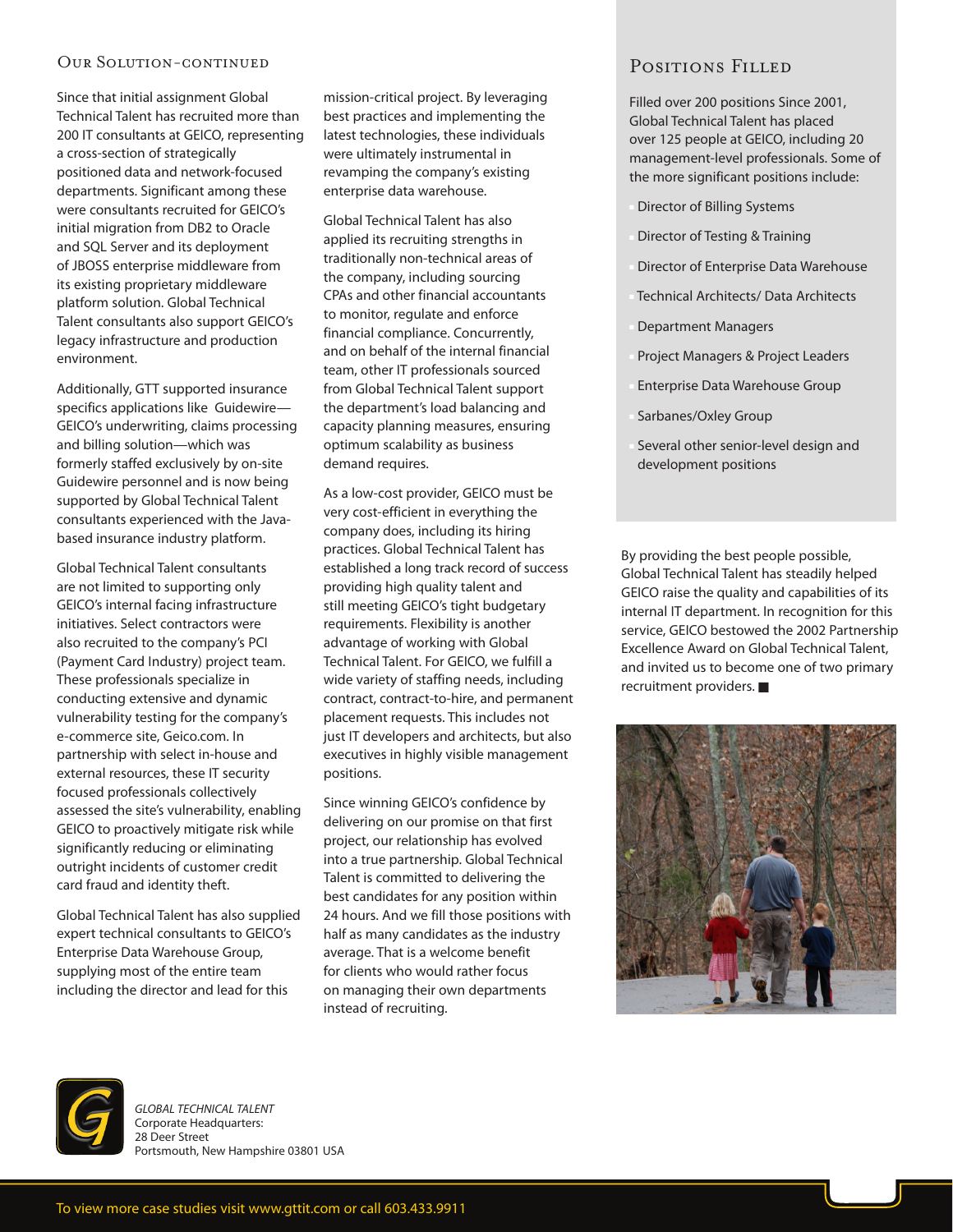### Our Solution–continued

Since that initial assignment Global Technical Talent has recruited more than 200 IT consultants at GEICO, representing a cross-section of strategically positioned data and network-focused departments. Significant among these were consultants recruited for GEICO's initial migration from DB2 to Oracle and SQL Server and its deployment of JBOSS enterprise middleware from its existing proprietary middleware platform solution. Global Technical Talent consultants also support GEICO's legacy infrastructure and production environment.

Additionally, GTT supported insurance specifics applications like Guidewire—GEICO's underwriting, claims processing and billing solution—which was formerly staffed exclusively by on-site Guidewire personnel and is now being supported by Global Technical Talent consultants experienced with the Java-based insurance industry platform.

Global Technical Talent consultants are not limited to supporting only GEICO's internal facing infrastructure initiatives. Select contractors were also recruited to the company's PCI (Payment Card Industry) project team. These professionals specialize in conducting extensive and dynamic vulnerability testing for the company's e-commerce site, Geico.com. In partnership with select in-house and external resources, these IT security focused professionals collectively assessed the site's vulnerability, enabling GEICO to proactively mitigate risk while significantly reducing or eliminating outright incidents of customer credit card fraud and identity theft.

Global Technical Talent has also supplied expert technical consultants to GEICO's Enterprise Data Warehouse Group, supplying most of the entire team including the director and lead for this mission-critical project. By leveraging best practices and implementing the latest technologies, these individuals were ultimately instrumental in revamping the company's existing enterprise data warehouse.

Global Technical Talent has also applied its recruiting strengths in traditionally non-technical areas of the company, including sourcing CPAs and other financial accountants to monitor, regulate and enforce financial compliance. Concurrently, and on behalf of the internal financial team, other IT professionals sourced from Global Technical Talent support the department's load balancing and capacity planning measures, ensuring optimum scalability as business demand requires.

As a low-cost provider, GEICO must be very cost-efficient in everything the company does, including its hiring practices. Global Technical Talent has established a long track record of success providing high quality talent and still meeting GEICO's tight budgetary requirements. Flexibility is another advantage of working with Global Technical Talent. For GEICO, we fulfill a wide variety of staffing needs, including contract, contract-to-hire, and permanent placement requests. This includes not just IT developers and architects, but also executives in highly visible management positions.

Since winning GEICO's confidence by delivering on our promise on that first project, our relationship has evolved into a true partnership. Global Technical Talent is committed to delivering the best candidates for any position within 24 hours. And we fill those positions with half as many candidates as the industry average. That is a welcome benefit for clients who would rather focus on managing their own departments instead of recruiting.

### Positions Filled

Filled over 200 positions Since 2001, Global Technical Talent has placed over 125 people at GEICO, including 20 management-level professionals. Some of the more significant positions include:

- Director of Billing Systems
- Director of Testing & Training
- Director of Enterprise Data Warehouse
- Technical Architects/ Data Architects
- Department Managers
- Project Managers & Project Leaders
- Enterprise Data Warehouse Group
- Sarbanes/Oxley Group
- Several other senior-level design and development positions

By providing the best people possible, Global Technical Talent has steadily helped GEICO raise the quality and capabilities of its internal IT department. In recognition for this service, GEICO bestowed the 2002 Partnership Excellence Award on Global Technical Talent, and invited us to become one of two primary recruitment providers. ■

*GLOBAL TECHNICAL TALENT*
Corporate Headquarters:
28 Deer Street
Portsmouth, New Hampshire 03801 USA

To view more case studies visit www.gttit.com or call 603.433.9911